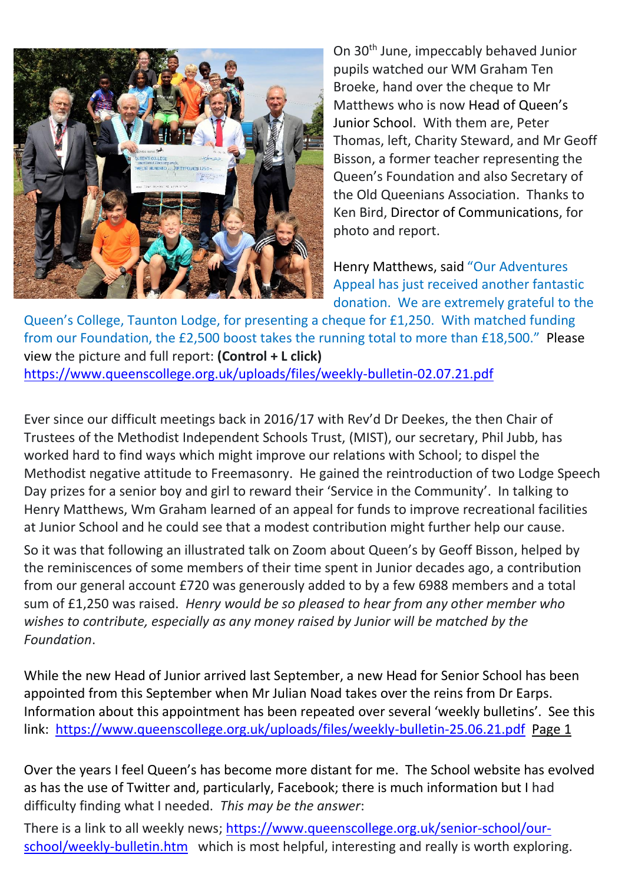On 30th June, impeccably behaved Junior pupils watched our WM Graham Ten Broeke, hand over the cheque to Mr Matthews who is now Head of Queen's Junior School. With them are, Peter Thomas, left, Charity Steward, and Mr Geoff Bisson, a former teacher representing the Queen's Foundation and also Secretary of the Old Queenians Association. Thanks to Ken Bird, Director of Communications, for photo and report.

Henry Matthews, said "Our Adventures Appeal has just received another fantastic donation. We are extremely grateful to the Queen's College, Taunton Lodge, for presenting a cheque for £1,250. With matched funding from our Foundation, the £2,500 boost takes the running total to more than £18,500." Please view the picture and full report: **(Control + L click)**
https://www.queenscollege.org.uk/uploads/files/weekly-bulletin-02.07.21.pdf

Ever since our difficult meetings back in 2016/17 with Rev'd Dr Deekes, the then Chair of Trustees of the Methodist Independent Schools Trust, (MIST), our secretary, Phil Jubb, has worked hard to find ways which might improve our relations with School; to dispel the Methodist negative attitude to Freemasonry. He gained the reintroduction of two Lodge Speech Day prizes for a senior boy and girl to reward their 'Service in the Community'. In talking to Henry Matthews, Wm Graham learned of an appeal for funds to improve recreational facilities at Junior School and he could see that a modest contribution might further help our cause.

So it was that following an illustrated talk on Zoom about Queen's by Geoff Bisson, helped by the reminiscences of some members of their time spent in Junior decades ago, a contribution from our general account £720 was generously added to by a few 6988 members and a total sum of £1,250 was raised. *Henry would be so pleased to hear from any other member who wishes to contribute, especially as any money raised by Junior will be matched by the Foundation*.

While the new Head of Junior arrived last September, a new Head for Senior School has been appointed from this September when Mr Julian Noad takes over the reins from Dr Earps. Information about this appointment has been repeated over several 'weekly bulletins'. See this link: https://www.queenscollege.org.uk/uploads/files/weekly-bulletin-25.06.21.pdf Page 1

Over the years I feel Queen's has become more distant for me. The School website has evolved as has the use of Twitter and, particularly, Facebook; there is much information but I had difficulty finding what I needed. *This may be the answer*:

There is a link to all weekly news; https://www.queenscollege.org.uk/senior-school/our-school/weekly-bulletin.htm which is most helpful, interesting and really is worth exploring.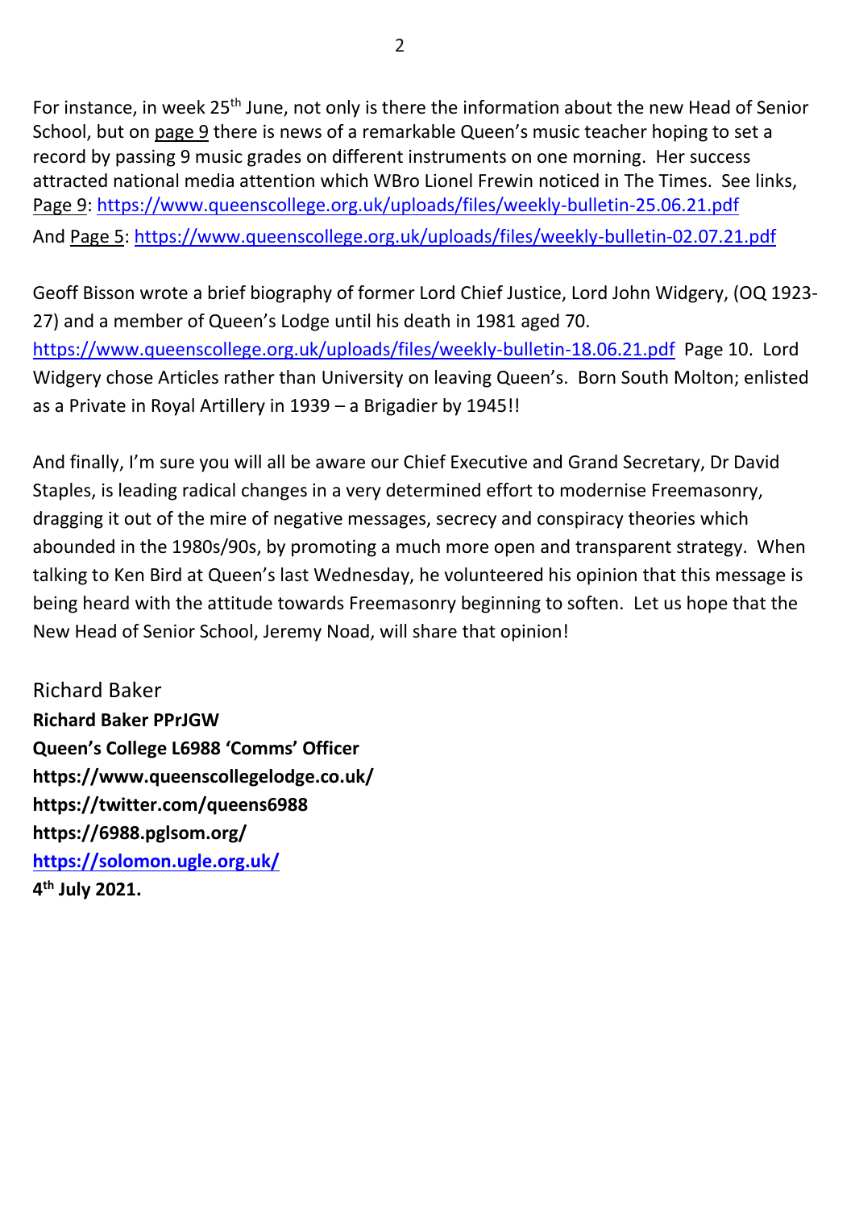For instance, in week 25th June, not only is there the information about the new Head of Senior School, but on page 9 there is news of a remarkable Queen's music teacher hoping to set a record by passing 9 music grades on different instruments on one morning. Her success attracted national media attention which WBro Lionel Frewin noticed in The Times. See links, Page 9: https://www.queenscollege.org.uk/uploads/files/weekly-bulletin-25.06.21.pdf

And Page 5: https://www.queenscollege.org.uk/uploads/files/weekly-bulletin-02.07.21.pdf

Geoff Bisson wrote a brief biography of former Lord Chief Justice, Lord John Widgery, (OQ 1923-27) and a member of Queen's Lodge until his death in 1981 aged 70. https://www.queenscollege.org.uk/uploads/files/weekly-bulletin-18.06.21.pdf Page 10. Lord Widgery chose Articles rather than University on leaving Queen's. Born South Molton; enlisted as a Private in Royal Artillery in 1939 – a Brigadier by 1945!!

And finally, I'm sure you will all be aware our Chief Executive and Grand Secretary, Dr David Staples, is leading radical changes in a very determined effort to modernise Freemasonry, dragging it out of the mire of negative messages, secrecy and conspiracy theories which abounded in the 1980s/90s, by promoting a much more open and transparent strategy. When talking to Ken Bird at Queen's last Wednesday, he volunteered his opinion that this message is being heard with the attitude towards Freemasonry beginning to soften. Let us hope that the New Head of Senior School, Jeremy Noad, will share that opinion!

Richard Baker

**Richard Baker PPrJGW**
**Queen's College L6988 'Comms' Officer**
**https://www.queenscollegelodge.co.uk/**
**https://twitter.com/queens6988**
**https://6988.pglsom.org/**
**https://solomon.ugle.org.uk/**
**4th July 2021.**